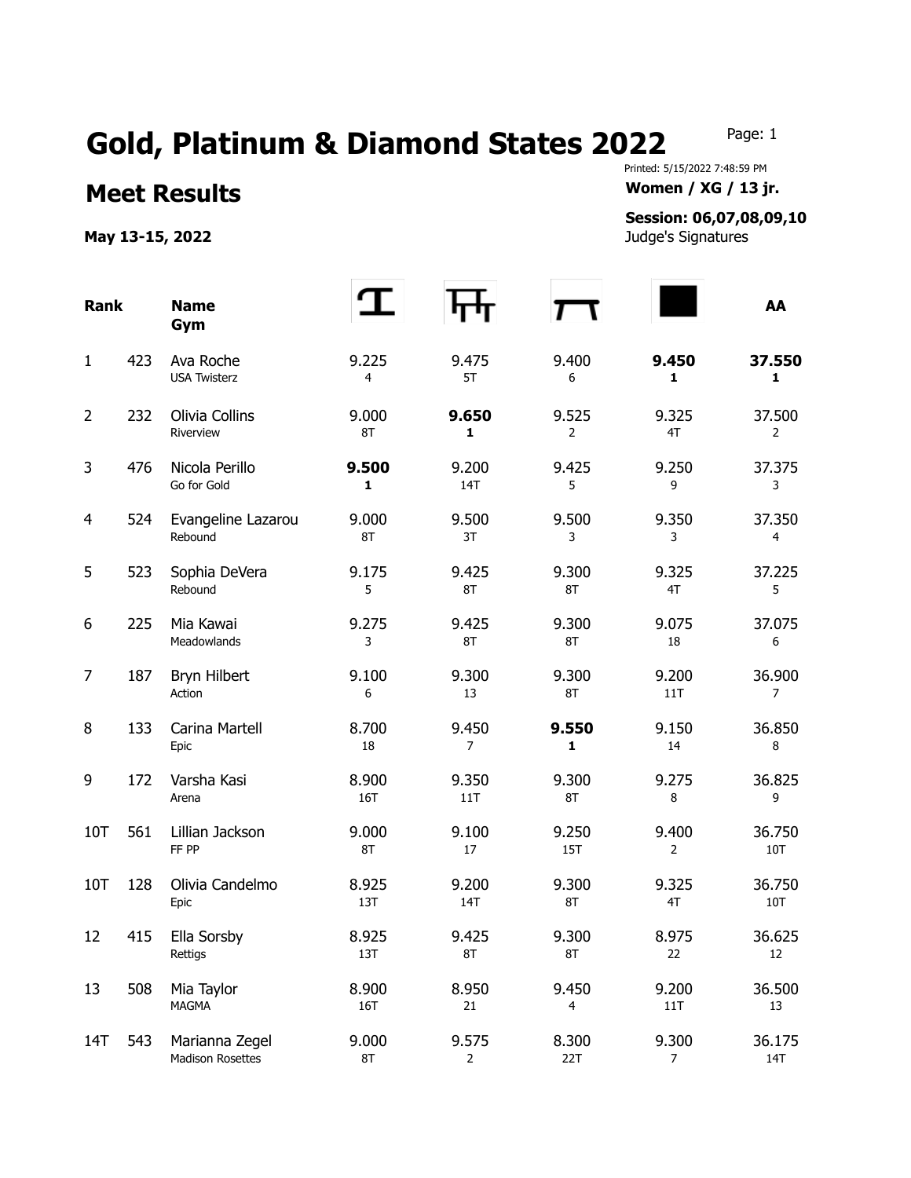# Gold, Platinum & Diamond States 2022

## Meet Results

**May 13-15, 2022**

Printed: 5/15/2022 7:48:59 PM

**Women / XG / 13 jr.**

**Session: 06,07,08,09,10**

Judge's Signatures

| Rank | | Name / Gym | Vault | Bars | Beam | Floor | AA |
|---|---|---|---|---|---|---|---|
| 1 | 423 | Ava Roche<br>USA Twisterz | 9.225<br>4 | 9.475<br>5T | 9.400<br>6 | **9.450**<br>**1** | **37.550**<br>**1** |
| 2 | 232 | Olivia Collins<br>Riverview | 9.000<br>8T | **9.650**<br>**1** | 9.525<br>2 | 9.325<br>4T | 37.500<br>2 |
| 3 | 476 | Nicola Perillo<br>Go for Gold | **9.500**<br>**1** | 9.200<br>14T | 9.425<br>5 | 9.250<br>9 | 37.375<br>3 |
| 4 | 524 | Evangeline Lazarou<br>Rebound | 9.000<br>8T | 9.500<br>3T | 9.500<br>3 | 9.350<br>3 | 37.350<br>4 |
| 5 | 523 | Sophia DeVera<br>Rebound | 9.175<br>5 | 9.425<br>8T | 9.300<br>8T | 9.325<br>4T | 37.225<br>5 |
| 6 | 225 | Mia Kawai<br>Meadowlands | 9.275<br>3 | 9.425<br>8T | 9.300<br>8T | 9.075<br>18 | 37.075<br>6 |
| 7 | 187 | Bryn Hilbert<br>Action | 9.100<br>6 | 9.300<br>13 | 9.300<br>8T | 9.200<br>11T | 36.900<br>7 |
| 8 | 133 | Carina Martell<br>Epic | 8.700<br>18 | 9.450<br>7 | **9.550**<br>**1** | 9.150<br>14 | 36.850<br>8 |
| 9 | 172 | Varsha Kasi<br>Arena | 8.900<br>16T | 9.350<br>11T | 9.300<br>8T | 9.275<br>8 | 36.825<br>9 |
| 10T | 561 | Lillian Jackson<br>FF PP | 9.000<br>8T | 9.100<br>17 | 9.250<br>15T | 9.400<br>2 | 36.750<br>10T |
| 10T | 128 | Olivia Candelmo<br>Epic | 8.925<br>13T | 9.200<br>14T | 9.300<br>8T | 9.325<br>4T | 36.750<br>10T |
| 12 | 415 | Ella Sorsby<br>Rettigs | 8.925<br>13T | 9.425<br>8T | 9.300<br>8T | 8.975<br>22 | 36.625<br>12 |
| 13 | 508 | Mia Taylor<br>MAGMA | 8.900<br>16T | 8.950<br>21 | 9.450<br>4 | 9.200<br>11T | 36.500<br>13 |
| 14T | 543 | Marianna Zegel<br>Madison Rosettes | 9.000<br>8T | 9.575<br>2 | 8.300<br>22T | 9.300<br>7 | 36.175<br>14T |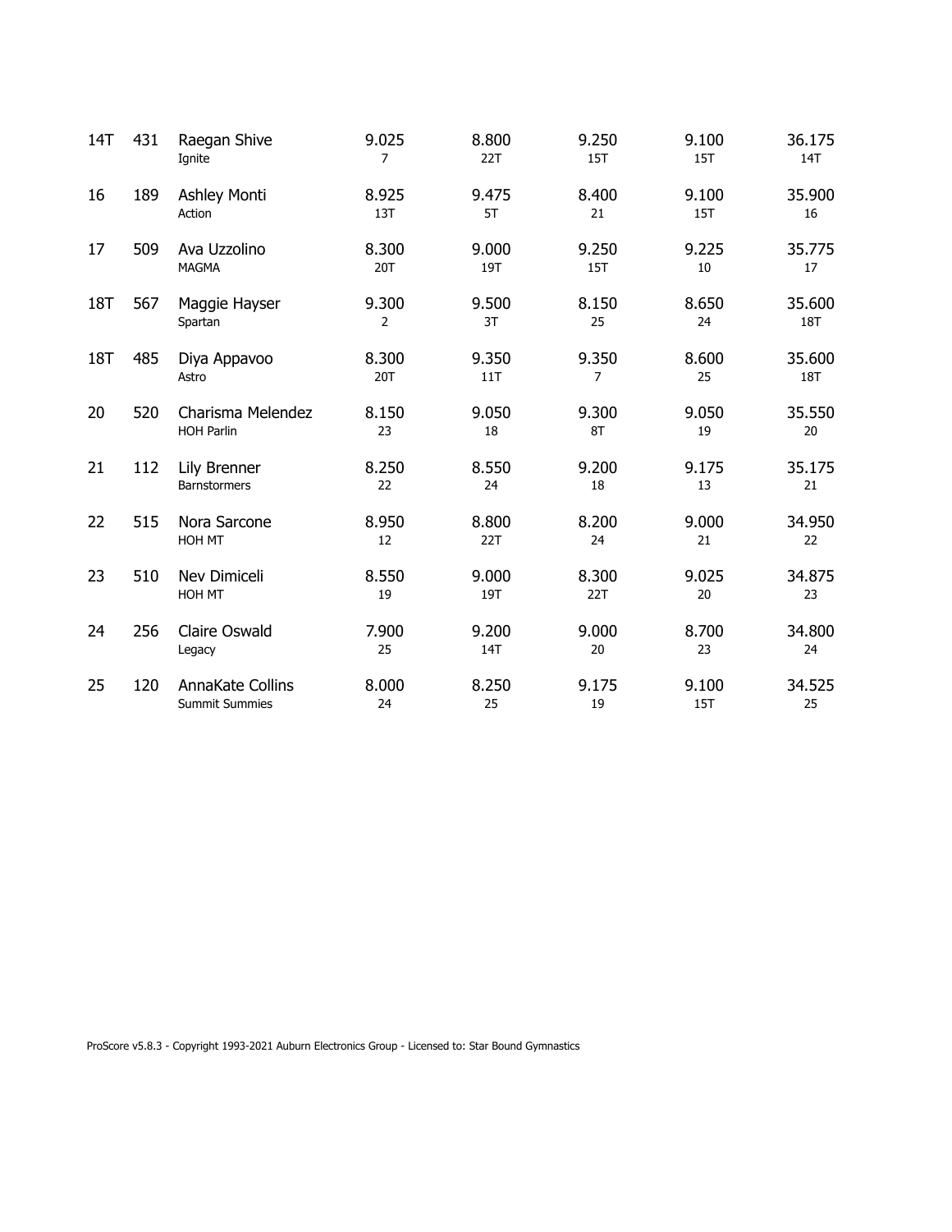| | | | | | | | |
|---|---|---|---|---|---|---|---|
| 14T | 431 | Raegan Shive<br>Ignite | 9.025<br>7 | 8.800<br>22T | 9.250<br>15T | 9.100<br>15T | 36.175<br>14T |
| 16 | 189 | Ashley Monti<br>Action | 8.925<br>13T | 9.475<br>5T | 8.400<br>21 | 9.100<br>15T | 35.900<br>16 |
| 17 | 509 | Ava Uzzolino<br>MAGMA | 8.300<br>20T | 9.000<br>19T | 9.250<br>15T | 9.225<br>10 | 35.775<br>17 |
| 18T | 567 | Maggie Hayser<br>Spartan | 9.300<br>2 | 9.500<br>3T | 8.150<br>25 | 8.650<br>24 | 35.600<br>18T |
| 18T | 485 | Diya Appavoo<br>Astro | 8.300<br>20T | 9.350<br>11T | 9.350<br>7 | 8.600<br>25 | 35.600<br>18T |
| 20 | 520 | Charisma Melendez<br>HOH Parlin | 8.150<br>23 | 9.050<br>18 | 9.300<br>8T | 9.050<br>19 | 35.550<br>20 |
| 21 | 112 | Lily Brenner<br>Barnstormers | 8.250<br>22 | 8.550<br>24 | 9.200<br>18 | 9.175<br>13 | 35.175<br>21 |
| 22 | 515 | Nora Sarcone<br>HOH MT | 8.950<br>12 | 8.800<br>22T | 8.200<br>24 | 9.000<br>21 | 34.950<br>22 |
| 23 | 510 | Nev Dimiceli<br>HOH MT | 8.550<br>19 | 9.000<br>19T | 8.300<br>22T | 9.025<br>20 | 34.875<br>23 |
| 24 | 256 | Claire Oswald<br>Legacy | 7.900<br>25 | 9.200<br>14T | 9.000<br>20 | 8.700<br>23 | 34.800<br>24 |
| 25 | 120 | AnnaKate Collins<br>Summit Summies | 8.000<br>24 | 8.250<br>25 | 9.175<br>19 | 9.100<br>15T | 34.525<br>25 |

ProScore v5.8.3 - Copyright 1993-2021 Auburn Electronics Group - Licensed to: Star Bound Gymnastics